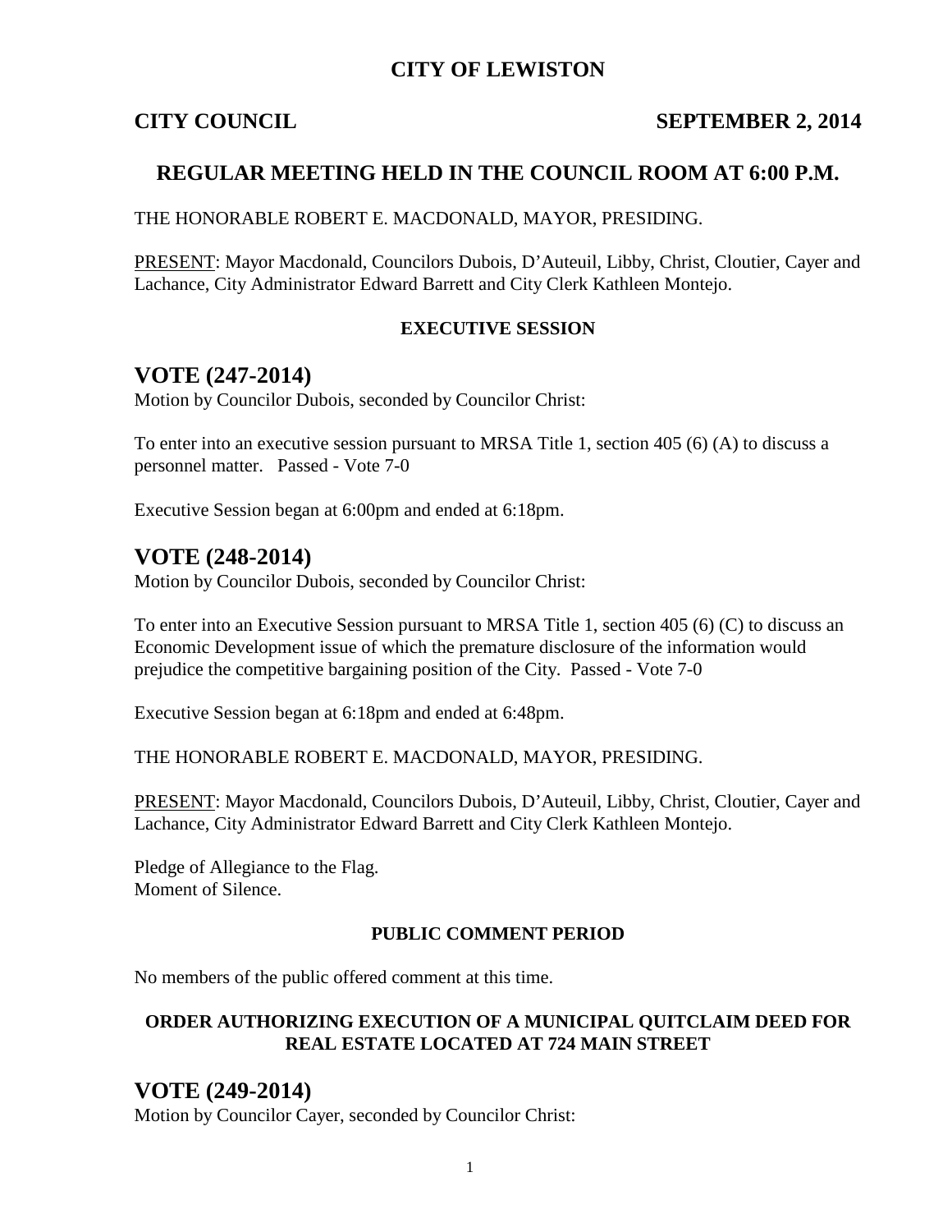# CITY OF LEWISTON

**CITY COUNCIL** **SEPTEMBER 2, 2014**

## REGULAR MEETING HELD IN THE COUNCIL ROOM AT 6:00 P.M.

THE HONORABLE ROBERT E. MACDONALD, MAYOR, PRESIDING.

PRESENT: Mayor Macdonald, Councilors Dubois, D'Auteuil, Libby, Christ, Cloutier, Cayer and Lachance, City Administrator Edward Barrett and City Clerk Kathleen Montejo.

### EXECUTIVE SESSION

## VOTE (247-2014)

Motion by Councilor Dubois, seconded by Councilor Christ:

To enter into an executive session pursuant to MRSA Title 1, section 405 (6) (A) to discuss a personnel matter. Passed - Vote 7-0

Executive Session began at 6:00pm and ended at 6:18pm.

## VOTE (248-2014)

Motion by Councilor Dubois, seconded by Councilor Christ:

To enter into an Executive Session pursuant to MRSA Title 1, section 405 (6) (C) to discuss an Economic Development issue of which the premature disclosure of the information would prejudice the competitive bargaining position of the City. Passed - Vote 7-0

Executive Session began at 6:18pm and ended at 6:48pm.

THE HONORABLE ROBERT E. MACDONALD, MAYOR, PRESIDING.

PRESENT: Mayor Macdonald, Councilors Dubois, D'Auteuil, Libby, Christ, Cloutier, Cayer and Lachance, City Administrator Edward Barrett and City Clerk Kathleen Montejo.

Pledge of Allegiance to the Flag.
Moment of Silence.

### PUBLIC COMMENT PERIOD

No members of the public offered comment at this time.

### ORDER AUTHORIZING EXECUTION OF A MUNICIPAL QUITCLAIM DEED FOR REAL ESTATE LOCATED AT 724 MAIN STREET

## VOTE (249-2014)

Motion by Councilor Cayer, seconded by Councilor Christ: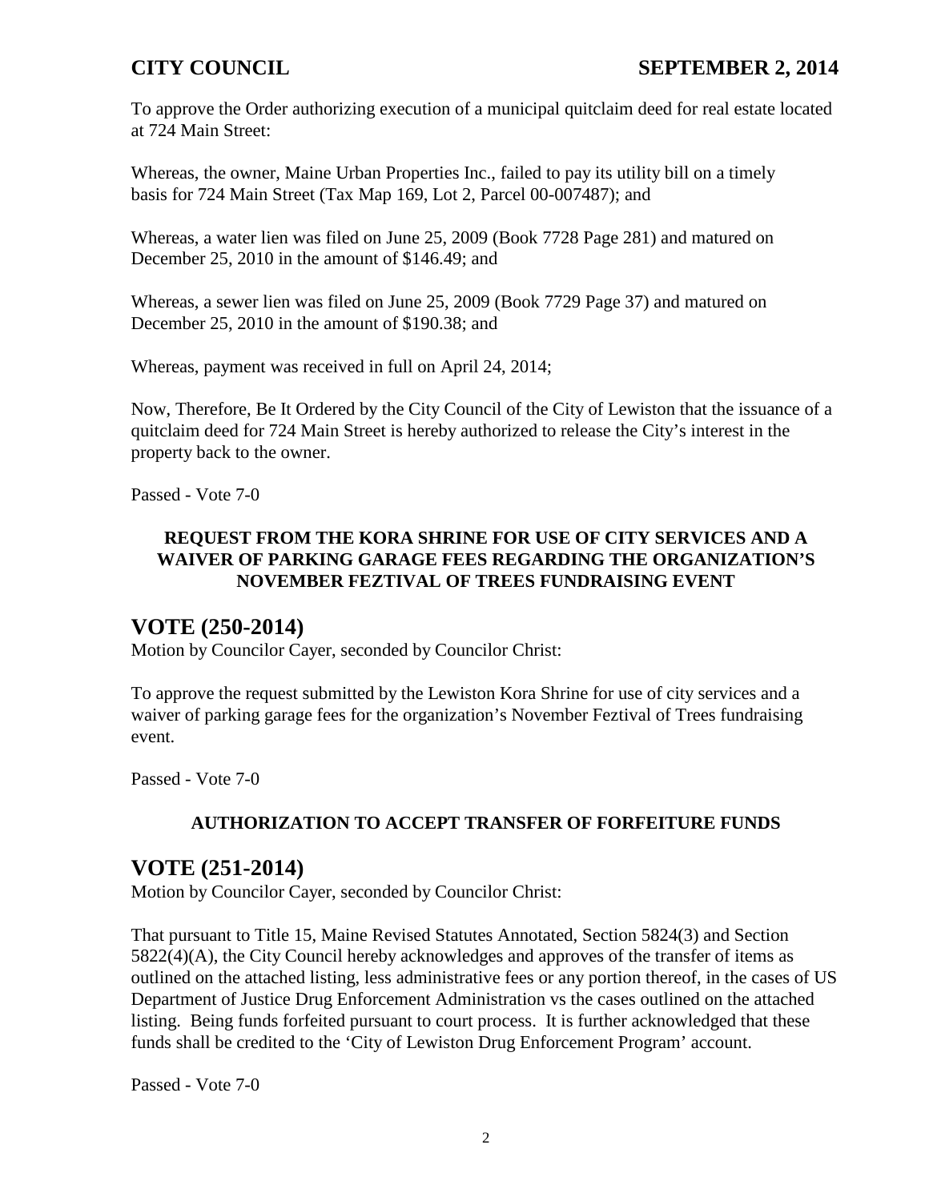To approve the Order authorizing execution of a municipal quitclaim deed for real estate located at 724 Main Street:

Whereas, the owner, Maine Urban Properties Inc., failed to pay its utility bill on a timely basis for 724 Main Street (Tax Map 169, Lot 2, Parcel 00-007487); and

Whereas, a water lien was filed on June 25, 2009 (Book 7728 Page 281) and matured on December 25, 2010 in the amount of $146.49; and

Whereas, a sewer lien was filed on June 25, 2009 (Book 7729 Page 37) and matured on December 25, 2010 in the amount of $190.38; and

Whereas, payment was received in full on April 24, 2014;

Now, Therefore, Be It Ordered by the City Council of the City of Lewiston that the issuance of a quitclaim deed for 724 Main Street is hereby authorized to release the City's interest in the property back to the owner.

Passed - Vote 7-0

**REQUEST FROM THE KORA SHRINE FOR USE OF CITY SERVICES AND A WAIVER OF PARKING GARAGE FEES REGARDING THE ORGANIZATION'S NOVEMBER FEZTIVAL OF TREES FUNDRAISING EVENT**

## VOTE (250-2014)

Motion by Councilor Cayer, seconded by Councilor Christ:

To approve the request submitted by the Lewiston Kora Shrine for use of city services and a waiver of parking garage fees for the organization's November Feztival of Trees fundraising event.

Passed - Vote 7-0

**AUTHORIZATION TO ACCEPT TRANSFER OF FORFEITURE FUNDS**

## VOTE (251-2014)

Motion by Councilor Cayer, seconded by Councilor Christ:

That pursuant to Title 15, Maine Revised Statutes Annotated, Section 5824(3) and Section 5822(4)(A), the City Council hereby acknowledges and approves of the transfer of items as outlined on the attached listing, less administrative fees or any portion thereof, in the cases of US Department of Justice Drug Enforcement Administration vs the cases outlined on the attached listing. Being funds forfeited pursuant to court process. It is further acknowledged that these funds shall be credited to the 'City of Lewiston Drug Enforcement Program' account.

Passed - Vote 7-0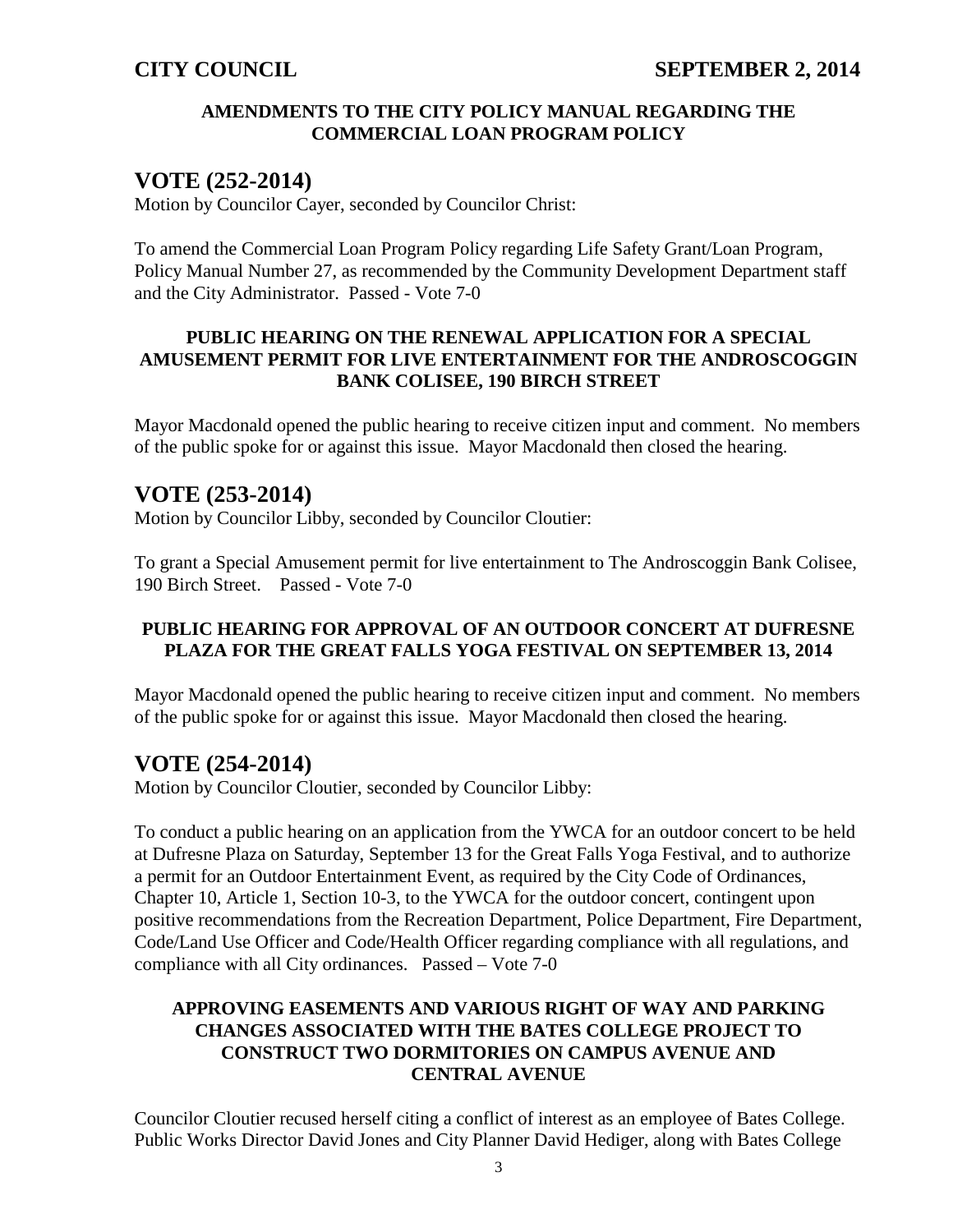**AMENDMENTS TO THE CITY POLICY MANUAL REGARDING THE COMMERCIAL LOAN PROGRAM POLICY**

## VOTE (252-2014)

Motion by Councilor Cayer, seconded by Councilor Christ:

To amend the Commercial Loan Program Policy regarding Life Safety Grant/Loan Program, Policy Manual Number 27, as recommended by the Community Development Department staff and the City Administrator. Passed - Vote 7-0

**PUBLIC HEARING ON THE RENEWAL APPLICATION FOR A SPECIAL AMUSEMENT PERMIT FOR LIVE ENTERTAINMENT FOR THE ANDROSCOGGIN BANK COLISEE, 190 BIRCH STREET**

Mayor Macdonald opened the public hearing to receive citizen input and comment. No members of the public spoke for or against this issue. Mayor Macdonald then closed the hearing.

## VOTE (253-2014)

Motion by Councilor Libby, seconded by Councilor Cloutier:

To grant a Special Amusement permit for live entertainment to The Androscoggin Bank Colisee, 190 Birch Street. Passed - Vote 7-0

**PUBLIC HEARING FOR APPROVAL OF AN OUTDOOR CONCERT AT DUFRESNE PLAZA FOR THE GREAT FALLS YOGA FESTIVAL ON SEPTEMBER 13, 2014**

Mayor Macdonald opened the public hearing to receive citizen input and comment. No members of the public spoke for or against this issue. Mayor Macdonald then closed the hearing.

## VOTE (254-2014)

Motion by Councilor Cloutier, seconded by Councilor Libby:

To conduct a public hearing on an application from the YWCA for an outdoor concert to be held at Dufresne Plaza on Saturday, September 13 for the Great Falls Yoga Festival, and to authorize a permit for an Outdoor Entertainment Event, as required by the City Code of Ordinances, Chapter 10, Article 1, Section 10-3, to the YWCA for the outdoor concert, contingent upon positive recommendations from the Recreation Department, Police Department, Fire Department, Code/Land Use Officer and Code/Health Officer regarding compliance with all regulations, and compliance with all City ordinances. Passed – Vote 7-0

**APPROVING EASEMENTS AND VARIOUS RIGHT OF WAY AND PARKING CHANGES ASSOCIATED WITH THE BATES COLLEGE PROJECT TO CONSTRUCT TWO DORMITORIES ON CAMPUS AVENUE AND CENTRAL AVENUE**

Councilor Cloutier recused herself citing a conflict of interest as an employee of Bates College. Public Works Director David Jones and City Planner David Hediger, along with Bates College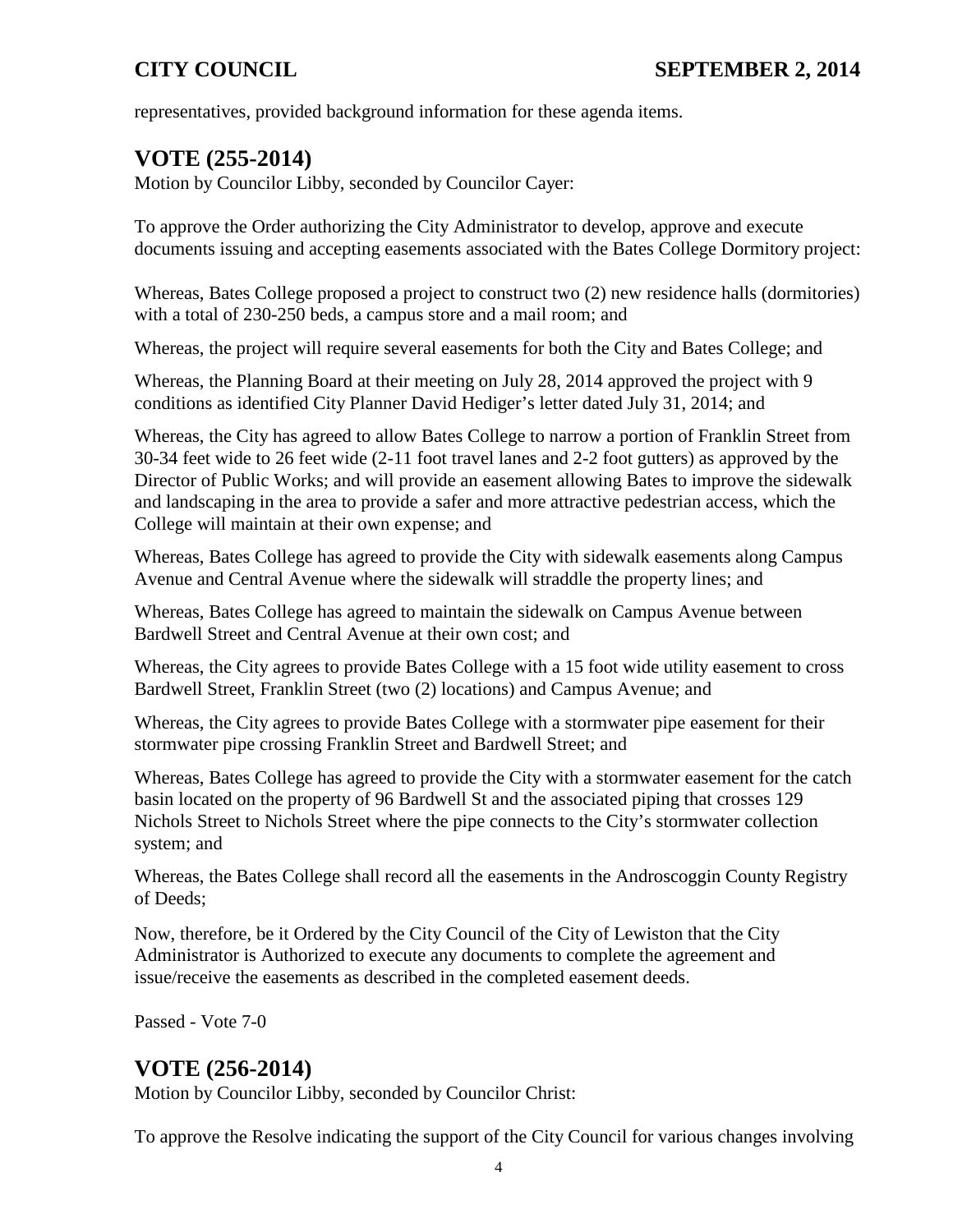representatives, provided background information for these agenda items.

## VOTE (255-2014)

Motion by Councilor Libby, seconded by Councilor Cayer:

To approve the Order authorizing the City Administrator to develop, approve and execute documents issuing and accepting easements associated with the Bates College Dormitory project:

Whereas, Bates College proposed a project to construct two (2) new residence halls (dormitories) with a total of 230-250 beds, a campus store and a mail room; and

Whereas, the project will require several easements for both the City and Bates College; and

Whereas, the Planning Board at their meeting on July 28, 2014 approved the project with 9 conditions as identified City Planner David Hediger's letter dated July 31, 2014; and

Whereas, the City has agreed to allow Bates College to narrow a portion of Franklin Street from 30-34 feet wide to 26 feet wide (2-11 foot travel lanes and 2-2 foot gutters) as approved by the Director of Public Works; and will provide an easement allowing Bates to improve the sidewalk and landscaping in the area to provide a safer and more attractive pedestrian access, which the College will maintain at their own expense; and

Whereas, Bates College has agreed to provide the City with sidewalk easements along Campus Avenue and Central Avenue where the sidewalk will straddle the property lines; and

Whereas, Bates College has agreed to maintain the sidewalk on Campus Avenue between Bardwell Street and Central Avenue at their own cost; and

Whereas, the City agrees to provide Bates College with a 15 foot wide utility easement to cross Bardwell Street, Franklin Street (two (2) locations) and Campus Avenue; and

Whereas, the City agrees to provide Bates College with a stormwater pipe easement for their stormwater pipe crossing Franklin Street and Bardwell Street; and

Whereas, Bates College has agreed to provide the City with a stormwater easement for the catch basin located on the property of 96 Bardwell St and the associated piping that crosses 129 Nichols Street to Nichols Street where the pipe connects to the City's stormwater collection system; and

Whereas, the Bates College shall record all the easements in the Androscoggin County Registry of Deeds;

Now, therefore, be it Ordered by the City Council of the City of Lewiston that the City Administrator is Authorized to execute any documents to complete the agreement and issue/receive the easements as described in the completed easement deeds.

Passed - Vote 7-0

## VOTE (256-2014)

Motion by Councilor Libby, seconded by Councilor Christ:

To approve the Resolve indicating the support of the City Council for various changes involving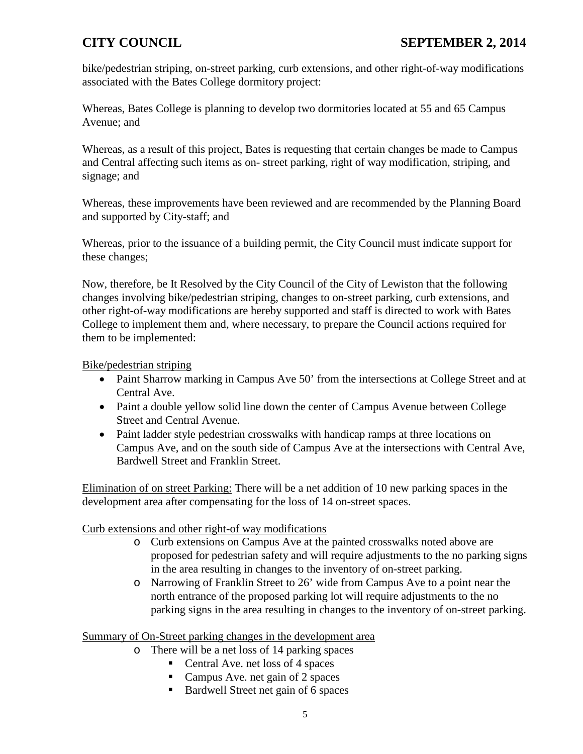bike/pedestrian striping, on-street parking, curb extensions, and other right-of-way modifications associated with the Bates College dormitory project:

Whereas, Bates College is planning to develop two dormitories located at 55 and 65 Campus Avenue; and

Whereas, as a result of this project, Bates is requesting that certain changes be made to Campus and Central affecting such items as on- street parking, right of way modification, striping, and signage; and

Whereas, these improvements have been reviewed and are recommended by the Planning Board and supported by City-staff; and

Whereas, prior to the issuance of a building permit, the City Council must indicate support for these changes;

Now, therefore, be It Resolved by the City Council of the City of Lewiston that the following changes involving bike/pedestrian striping, changes to on-street parking, curb extensions, and other right-of-way modifications are hereby supported and staff is directed to work with Bates College to implement them and, where necessary, to prepare the Council actions required for them to be implemented:

<u>Bike/pedestrian striping</u>

- Paint Sharrow marking in Campus Ave 50' from the intersections at College Street and at Central Ave.
- Paint a double yellow solid line down the center of Campus Avenue between College Street and Central Avenue.
- Paint ladder style pedestrian crosswalks with handicap ramps at three locations on Campus Ave, and on the south side of Campus Ave at the intersections with Central Ave, Bardwell Street and Franklin Street.

<u>Elimination of on street Parking:</u> There will be a net addition of 10 new parking spaces in the development area after compensating for the loss of 14 on-street spaces.

<u>Curb extensions and other right-of way modifications</u>

- Curb extensions on Campus Ave at the painted crosswalks noted above are proposed for pedestrian safety and will require adjustments to the no parking signs in the area resulting in changes to the inventory of on-street parking.
- Narrowing of Franklin Street to 26' wide from Campus Ave to a point near the north entrance of the proposed parking lot will require adjustments to the no parking signs in the area resulting in changes to the inventory of on-street parking.

<u>Summary of On-Street parking changes in the development area</u>

- There will be a net loss of 14 parking spaces
  - Central Ave. net loss of 4 spaces
  - Campus Ave. net gain of 2 spaces
  - Bardwell Street net gain of 6 spaces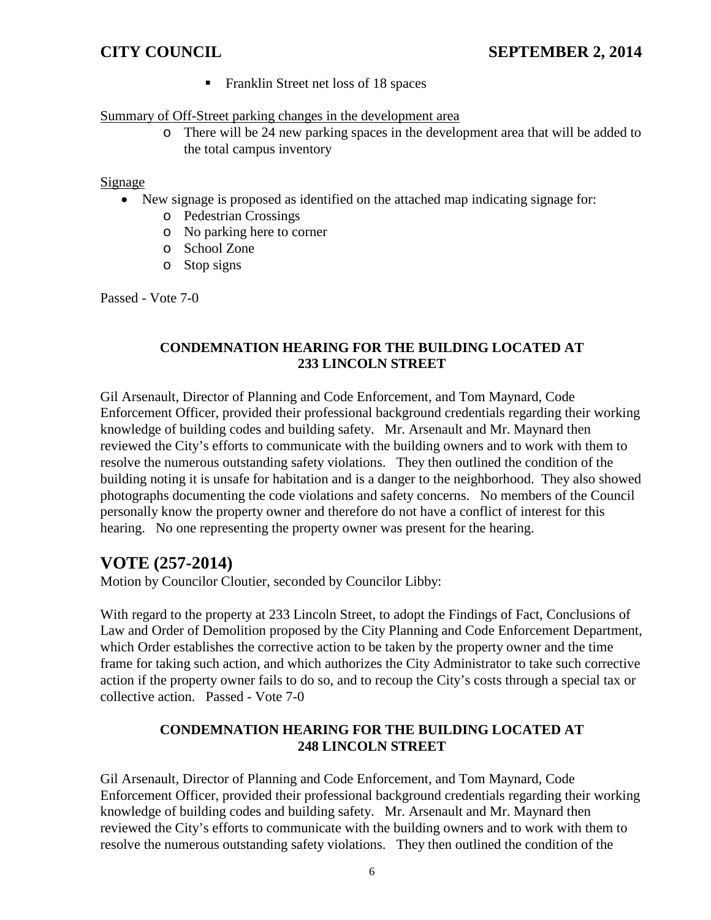- Franklin Street net loss of 18 spaces

Summary of Off-Street parking changes in the development area

- There will be 24 new parking spaces in the development area that will be added to the total campus inventory

Signage

- New signage is proposed as identified on the attached map indicating signage for:
  - Pedestrian Crossings
  - No parking here to corner
  - School Zone
  - Stop signs

Passed - Vote 7-0

### CONDEMNATION HEARING FOR THE BUILDING LOCATED AT 233 LINCOLN STREET

Gil Arsenault, Director of Planning and Code Enforcement, and Tom Maynard, Code Enforcement Officer, provided their professional background credentials regarding their working knowledge of building codes and building safety. Mr. Arsenault and Mr. Maynard then reviewed the City's efforts to communicate with the building owners and to work with them to resolve the numerous outstanding safety violations. They then outlined the condition of the building noting it is unsafe for habitation and is a danger to the neighborhood. They also showed photographs documenting the code violations and safety concerns. No members of the Council personally know the property owner and therefore do not have a conflict of interest for this hearing. No one representing the property owner was present for the hearing.

## VOTE (257-2014)

Motion by Councilor Cloutier, seconded by Councilor Libby:

With regard to the property at 233 Lincoln Street, to adopt the Findings of Fact, Conclusions of Law and Order of Demolition proposed by the City Planning and Code Enforcement Department, which Order establishes the corrective action to be taken by the property owner and the time frame for taking such action, and which authorizes the City Administrator to take such corrective action if the property owner fails to do so, and to recoup the City's costs through a special tax or collective action. Passed - Vote 7-0

### CONDEMNATION HEARING FOR THE BUILDING LOCATED AT 248 LINCOLN STREET

Gil Arsenault, Director of Planning and Code Enforcement, and Tom Maynard, Code Enforcement Officer, provided their professional background credentials regarding their working knowledge of building codes and building safety. Mr. Arsenault and Mr. Maynard then reviewed the City's efforts to communicate with the building owners and to work with them to resolve the numerous outstanding safety violations. They then outlined the condition of the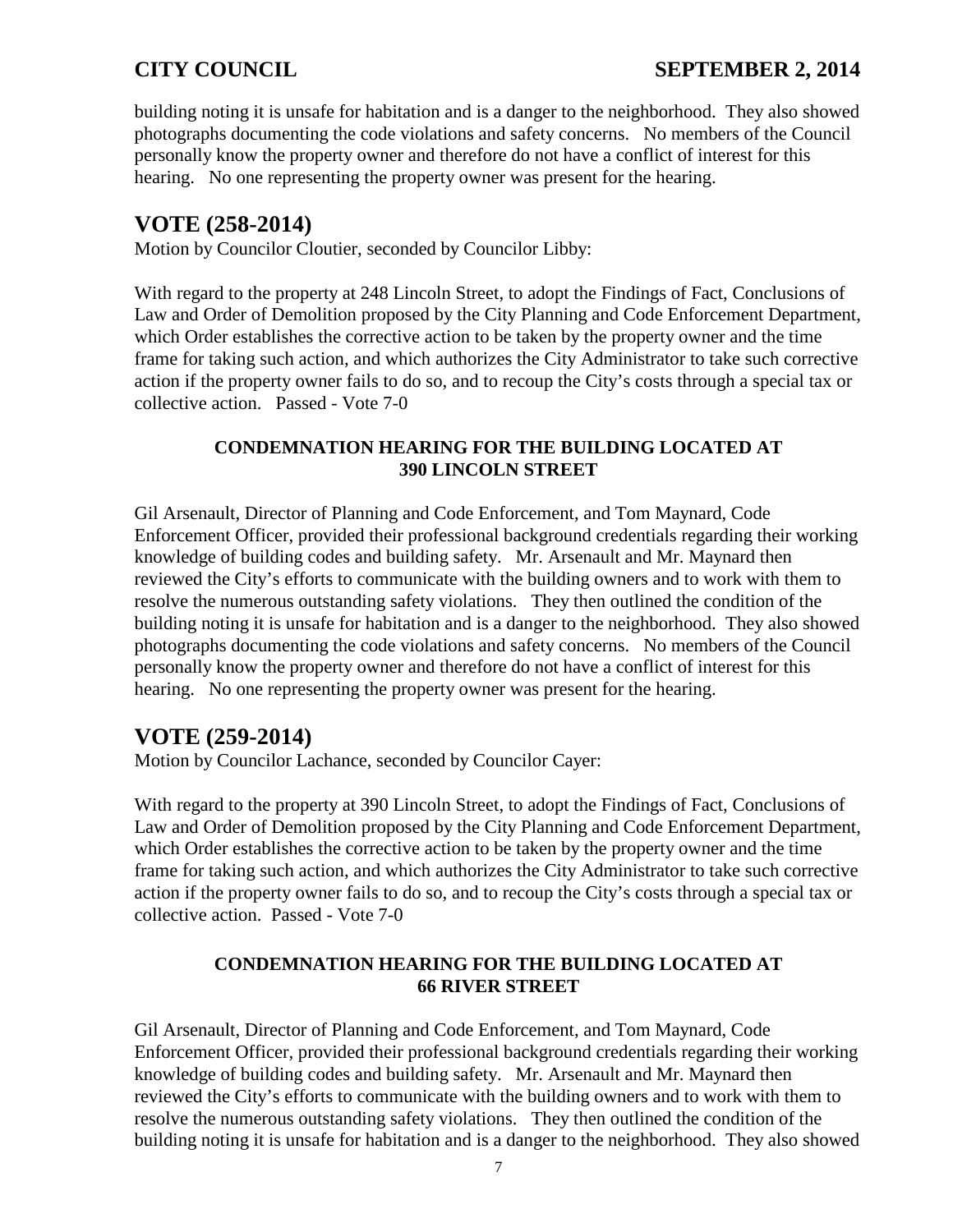building noting it is unsafe for habitation and is a danger to the neighborhood. They also showed photographs documenting the code violations and safety concerns. No members of the Council personally know the property owner and therefore do not have a conflict of interest for this hearing. No one representing the property owner was present for the hearing.

## VOTE (258-2014)

Motion by Councilor Cloutier, seconded by Councilor Libby:

With regard to the property at 248 Lincoln Street, to adopt the Findings of Fact, Conclusions of Law and Order of Demolition proposed by the City Planning and Code Enforcement Department, which Order establishes the corrective action to be taken by the property owner and the time frame for taking such action, and which authorizes the City Administrator to take such corrective action if the property owner fails to do so, and to recoup the City's costs through a special tax or collective action. Passed - Vote 7-0

### CONDEMNATION HEARING FOR THE BUILDING LOCATED AT 390 LINCOLN STREET

Gil Arsenault, Director of Planning and Code Enforcement, and Tom Maynard, Code Enforcement Officer, provided their professional background credentials regarding their working knowledge of building codes and building safety. Mr. Arsenault and Mr. Maynard then reviewed the City's efforts to communicate with the building owners and to work with them to resolve the numerous outstanding safety violations. They then outlined the condition of the building noting it is unsafe for habitation and is a danger to the neighborhood. They also showed photographs documenting the code violations and safety concerns. No members of the Council personally know the property owner and therefore do not have a conflict of interest for this hearing. No one representing the property owner was present for the hearing.

## VOTE (259-2014)

Motion by Councilor Lachance, seconded by Councilor Cayer:

With regard to the property at 390 Lincoln Street, to adopt the Findings of Fact, Conclusions of Law and Order of Demolition proposed by the City Planning and Code Enforcement Department, which Order establishes the corrective action to be taken by the property owner and the time frame for taking such action, and which authorizes the City Administrator to take such corrective action if the property owner fails to do so, and to recoup the City's costs through a special tax or collective action. Passed - Vote 7-0

### CONDEMNATION HEARING FOR THE BUILDING LOCATED AT 66 RIVER STREET

Gil Arsenault, Director of Planning and Code Enforcement, and Tom Maynard, Code Enforcement Officer, provided their professional background credentials regarding their working knowledge of building codes and building safety. Mr. Arsenault and Mr. Maynard then reviewed the City's efforts to communicate with the building owners and to work with them to resolve the numerous outstanding safety violations. They then outlined the condition of the building noting it is unsafe for habitation and is a danger to the neighborhood. They also showed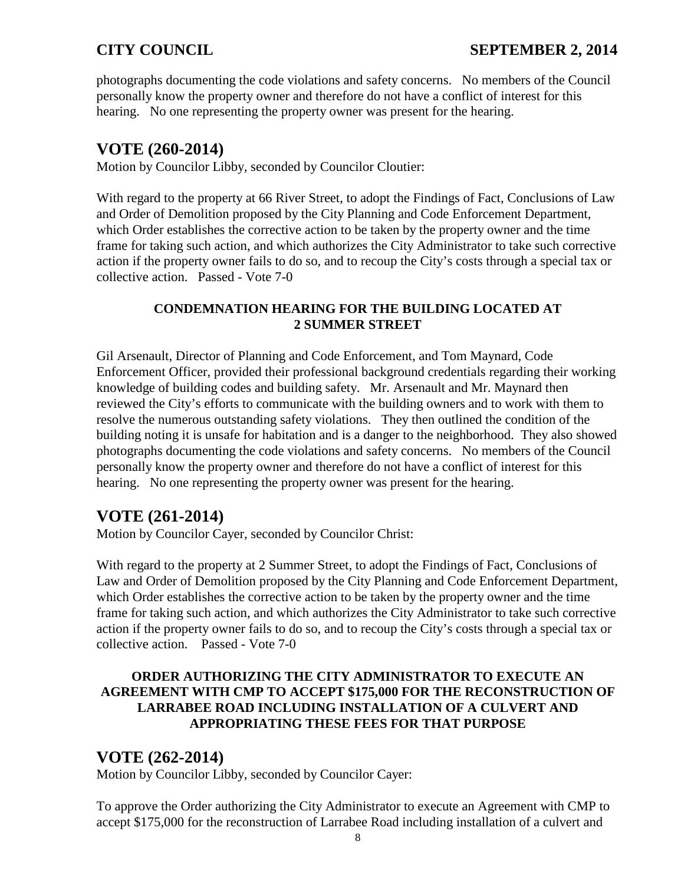photographs documenting the code violations and safety concerns. No members of the Council personally know the property owner and therefore do not have a conflict of interest for this hearing. No one representing the property owner was present for the hearing.

## VOTE (260-2014)

Motion by Councilor Libby, seconded by Councilor Cloutier:

With regard to the property at 66 River Street, to adopt the Findings of Fact, Conclusions of Law and Order of Demolition proposed by the City Planning and Code Enforcement Department, which Order establishes the corrective action to be taken by the property owner and the time frame for taking such action, and which authorizes the City Administrator to take such corrective action if the property owner fails to do so, and to recoup the City's costs through a special tax or collective action. Passed - Vote 7-0

**CONDEMNATION HEARING FOR THE BUILDING LOCATED AT 2 SUMMER STREET**

Gil Arsenault, Director of Planning and Code Enforcement, and Tom Maynard, Code Enforcement Officer, provided their professional background credentials regarding their working knowledge of building codes and building safety. Mr. Arsenault and Mr. Maynard then reviewed the City's efforts to communicate with the building owners and to work with them to resolve the numerous outstanding safety violations. They then outlined the condition of the building noting it is unsafe for habitation and is a danger to the neighborhood. They also showed photographs documenting the code violations and safety concerns. No members of the Council personally know the property owner and therefore do not have a conflict of interest for this hearing. No one representing the property owner was present for the hearing.

## VOTE (261-2014)

Motion by Councilor Cayer, seconded by Councilor Christ:

With regard to the property at 2 Summer Street, to adopt the Findings of Fact, Conclusions of Law and Order of Demolition proposed by the City Planning and Code Enforcement Department, which Order establishes the corrective action to be taken by the property owner and the time frame for taking such action, and which authorizes the City Administrator to take such corrective action if the property owner fails to do so, and to recoup the City's costs through a special tax or collective action. Passed - Vote 7-0

**ORDER AUTHORIZING THE CITY ADMINISTRATOR TO EXECUTE AN AGREEMENT WITH CMP TO ACCEPT $175,000 FOR THE RECONSTRUCTION OF LARRABEE ROAD INCLUDING INSTALLATION OF A CULVERT AND APPROPRIATING THESE FEES FOR THAT PURPOSE**

## VOTE (262-2014)

Motion by Councilor Libby, seconded by Councilor Cayer:

To approve the Order authorizing the City Administrator to execute an Agreement with CMP to accept $175,000 for the reconstruction of Larrabee Road including installation of a culvert and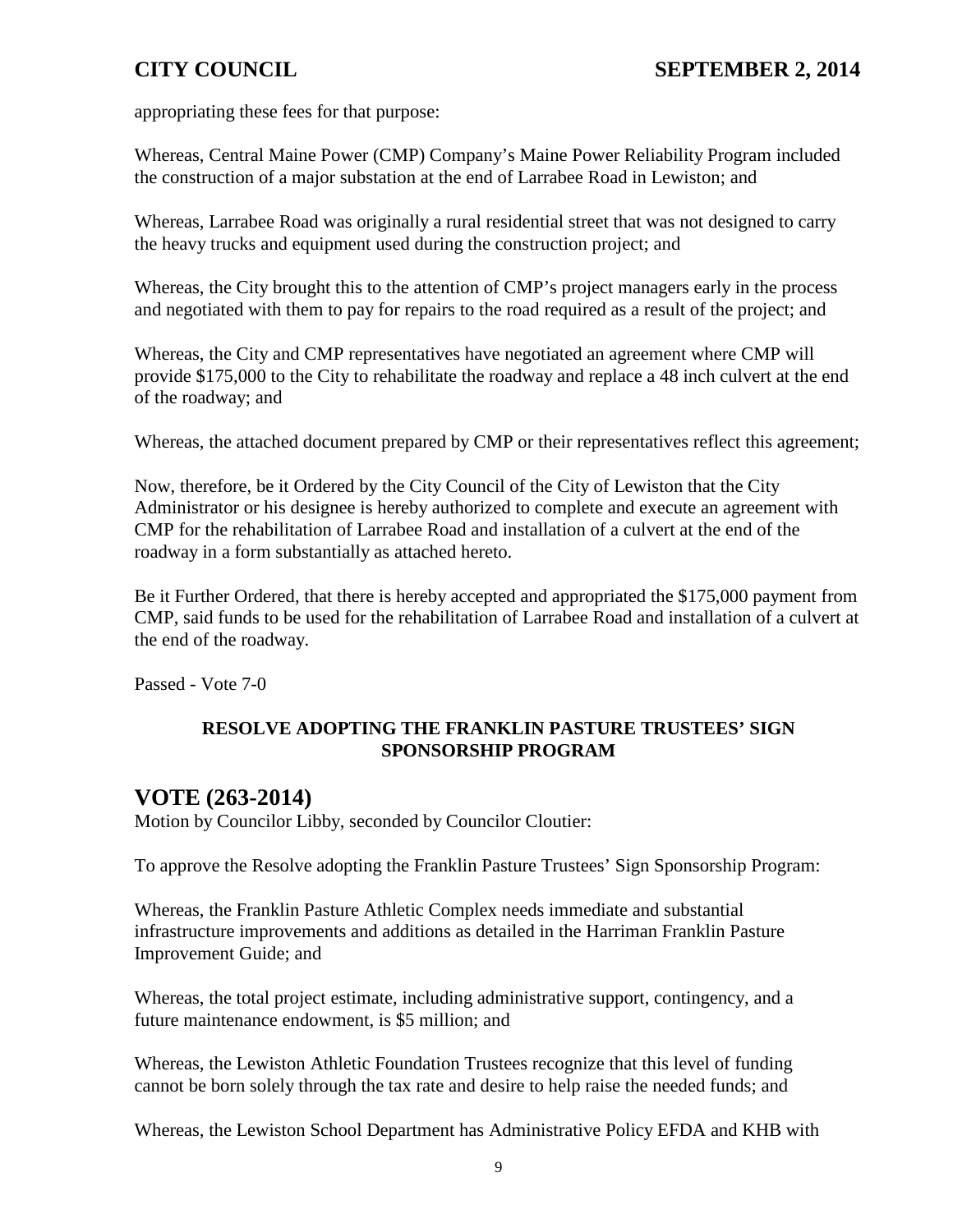appropriating these fees for that purpose:

Whereas, Central Maine Power (CMP) Company's Maine Power Reliability Program included the construction of a major substation at the end of Larrabee Road in Lewiston; and

Whereas, Larrabee Road was originally a rural residential street that was not designed to carry the heavy trucks and equipment used during the construction project; and

Whereas, the City brought this to the attention of CMP's project managers early in the process and negotiated with them to pay for repairs to the road required as a result of the project; and

Whereas, the City and CMP representatives have negotiated an agreement where CMP will provide $175,000 to the City to rehabilitate the roadway and replace a 48 inch culvert at the end of the roadway; and

Whereas, the attached document prepared by CMP or their representatives reflect this agreement;

Now, therefore, be it Ordered by the City Council of the City of Lewiston that the City Administrator or his designee is hereby authorized to complete and execute an agreement with CMP for the rehabilitation of Larrabee Road and installation of a culvert at the end of the roadway in a form substantially as attached hereto.

Be it Further Ordered, that there is hereby accepted and appropriated the $175,000 payment from CMP, said funds to be used for the rehabilitation of Larrabee Road and installation of a culvert at the end of the roadway.

Passed - Vote 7-0

**RESOLVE ADOPTING THE FRANKLIN PASTURE TRUSTEES' SIGN SPONSORSHIP PROGRAM**

## VOTE (263-2014)

Motion by Councilor Libby, seconded by Councilor Cloutier:

To approve the Resolve adopting the Franklin Pasture Trustees' Sign Sponsorship Program:

Whereas, the Franklin Pasture Athletic Complex needs immediate and substantial infrastructure improvements and additions as detailed in the Harriman Franklin Pasture Improvement Guide; and

Whereas, the total project estimate, including administrative support, contingency, and a future maintenance endowment, is $5 million; and

Whereas, the Lewiston Athletic Foundation Trustees recognize that this level of funding cannot be born solely through the tax rate and desire to help raise the needed funds; and

Whereas, the Lewiston School Department has Administrative Policy EFDA and KHB with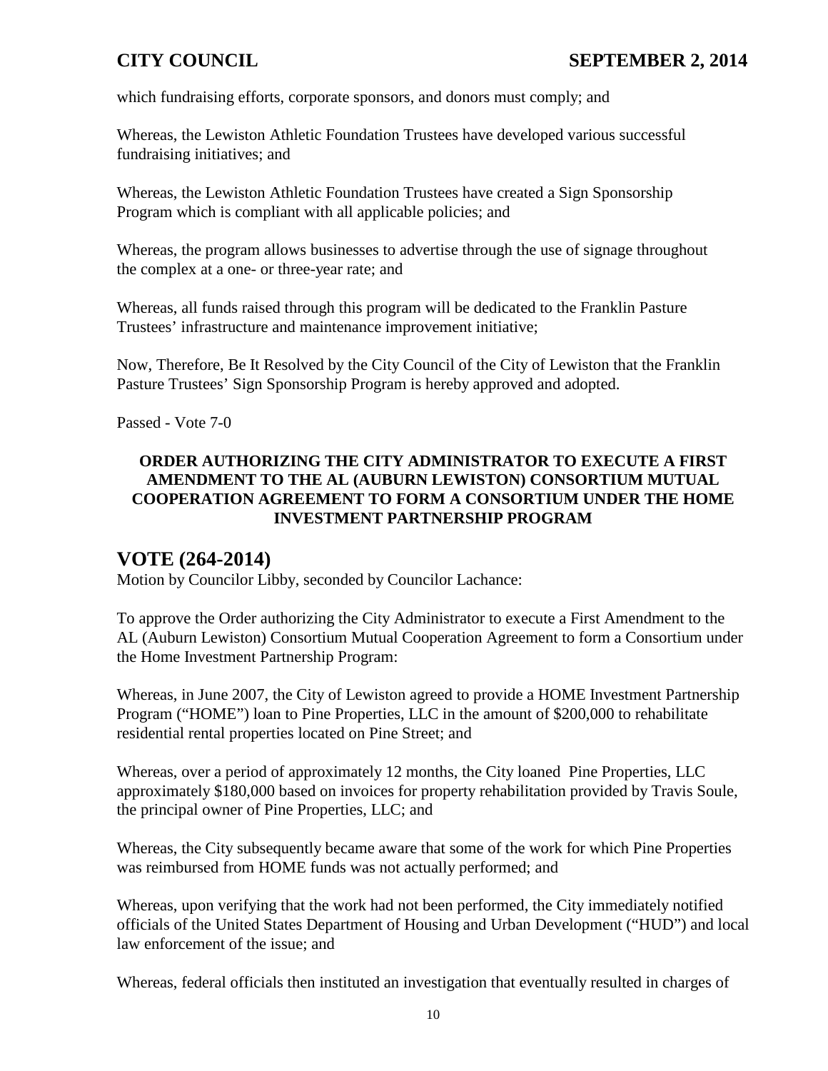which fundraising efforts, corporate sponsors, and donors must comply; and

Whereas, the Lewiston Athletic Foundation Trustees have developed various successful fundraising initiatives; and

Whereas, the Lewiston Athletic Foundation Trustees have created a Sign Sponsorship Program which is compliant with all applicable policies; and

Whereas, the program allows businesses to advertise through the use of signage throughout the complex at a one- or three-year rate; and

Whereas, all funds raised through this program will be dedicated to the Franklin Pasture Trustees' infrastructure and maintenance improvement initiative;

Now, Therefore, Be It Resolved by the City Council of the City of Lewiston that the Franklin Pasture Trustees' Sign Sponsorship Program is hereby approved and adopted.

Passed - Vote 7-0

**ORDER AUTHORIZING THE CITY ADMINISTRATOR TO EXECUTE A FIRST AMENDMENT TO THE AL (AUBURN LEWISTON) CONSORTIUM MUTUAL COOPERATION AGREEMENT TO FORM A CONSORTIUM UNDER THE HOME INVESTMENT PARTNERSHIP PROGRAM**

## VOTE (264-2014)

Motion by Councilor Libby, seconded by Councilor Lachance:

To approve the Order authorizing the City Administrator to execute a First Amendment to the AL (Auburn Lewiston) Consortium Mutual Cooperation Agreement to form a Consortium under the Home Investment Partnership Program:

Whereas, in June 2007, the City of Lewiston agreed to provide a HOME Investment Partnership Program ("HOME") loan to Pine Properties, LLC in the amount of $200,000 to rehabilitate residential rental properties located on Pine Street; and

Whereas, over a period of approximately 12 months, the City loaned Pine Properties, LLC approximately $180,000 based on invoices for property rehabilitation provided by Travis Soule, the principal owner of Pine Properties, LLC; and

Whereas, the City subsequently became aware that some of the work for which Pine Properties was reimbursed from HOME funds was not actually performed; and

Whereas, upon verifying that the work had not been performed, the City immediately notified officials of the United States Department of Housing and Urban Development ("HUD") and local law enforcement of the issue; and

Whereas, federal officials then instituted an investigation that eventually resulted in charges of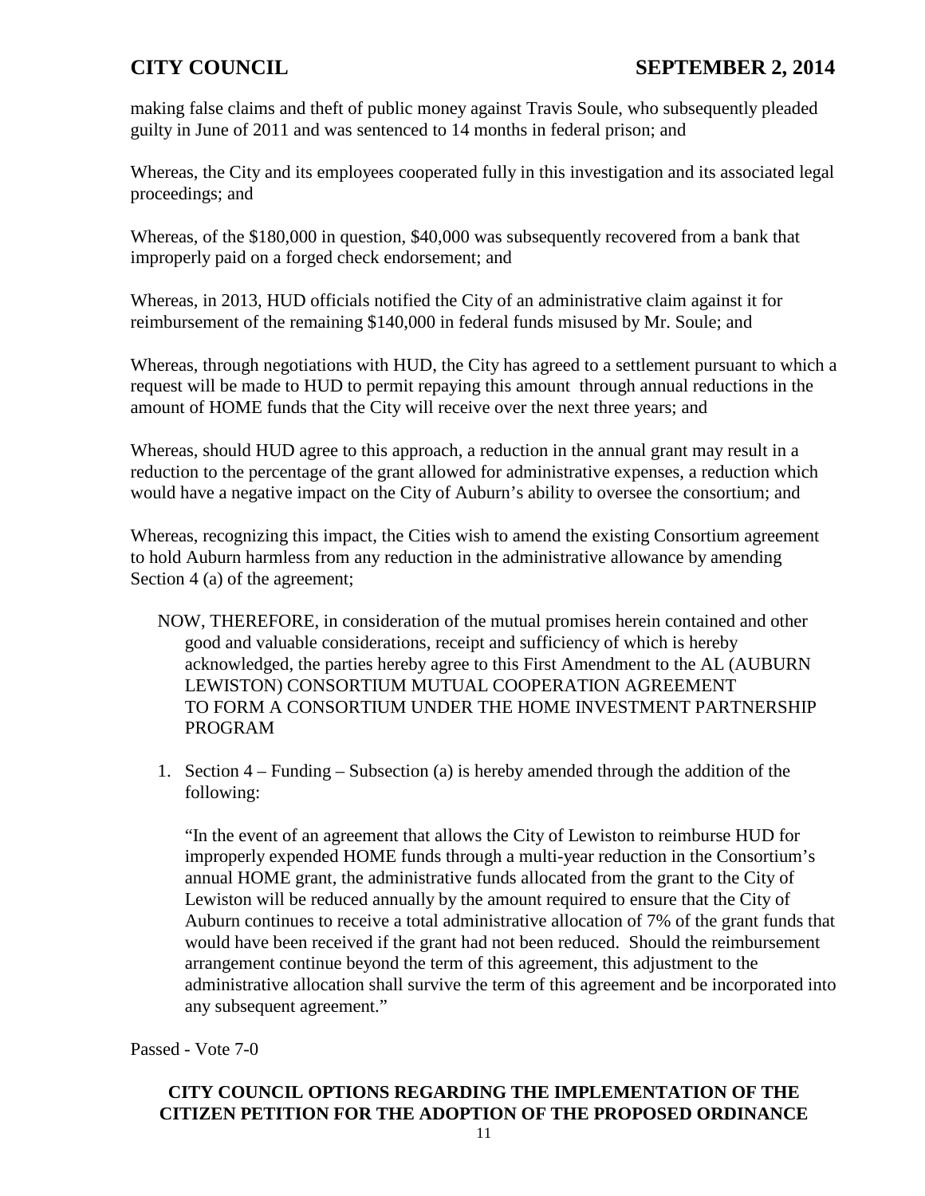making false claims and theft of public money against Travis Soule, who subsequently pleaded guilty in June of 2011 and was sentenced to 14 months in federal prison; and

Whereas, the City and its employees cooperated fully in this investigation and its associated legal proceedings; and

Whereas, of the $180,000 in question, $40,000 was subsequently recovered from a bank that improperly paid on a forged check endorsement; and

Whereas, in 2013, HUD officials notified the City of an administrative claim against it for reimbursement of the remaining $140,000 in federal funds misused by Mr. Soule; and

Whereas, through negotiations with HUD, the City has agreed to a settlement pursuant to which a request will be made to HUD to permit repaying this amount through annual reductions in the amount of HOME funds that the City will receive over the next three years; and

Whereas, should HUD agree to this approach, a reduction in the annual grant may result in a reduction to the percentage of the grant allowed for administrative expenses, a reduction which would have a negative impact on the City of Auburn's ability to oversee the consortium; and

Whereas, recognizing this impact, the Cities wish to amend the existing Consortium agreement to hold Auburn harmless from any reduction in the administrative allowance by amending Section 4 (a) of the agreement;

NOW, THEREFORE, in consideration of the mutual promises herein contained and other good and valuable considerations, receipt and sufficiency of which is hereby acknowledged, the parties hereby agree to this First Amendment to the AL (AUBURN LEWISTON) CONSORTIUM MUTUAL COOPERATION AGREEMENT TO FORM A CONSORTIUM UNDER THE HOME INVESTMENT PARTNERSHIP PROGRAM

1. Section 4 – Funding – Subsection (a) is hereby amended through the addition of the following:

   "In the event of an agreement that allows the City of Lewiston to reimburse HUD for improperly expended HOME funds through a multi-year reduction in the Consortium's annual HOME grant, the administrative funds allocated from the grant to the City of Lewiston will be reduced annually by the amount required to ensure that the City of Auburn continues to receive a total administrative allocation of 7% of the grant funds that would have been received if the grant had not been reduced. Should the reimbursement arrangement continue beyond the term of this agreement, this adjustment to the administrative allocation shall survive the term of this agreement and be incorporated into any subsequent agreement."

Passed - Vote 7-0

**CITY COUNCIL OPTIONS REGARDING THE IMPLEMENTATION OF THE CITIZEN PETITION FOR THE ADOPTION OF THE PROPOSED ORDINANCE**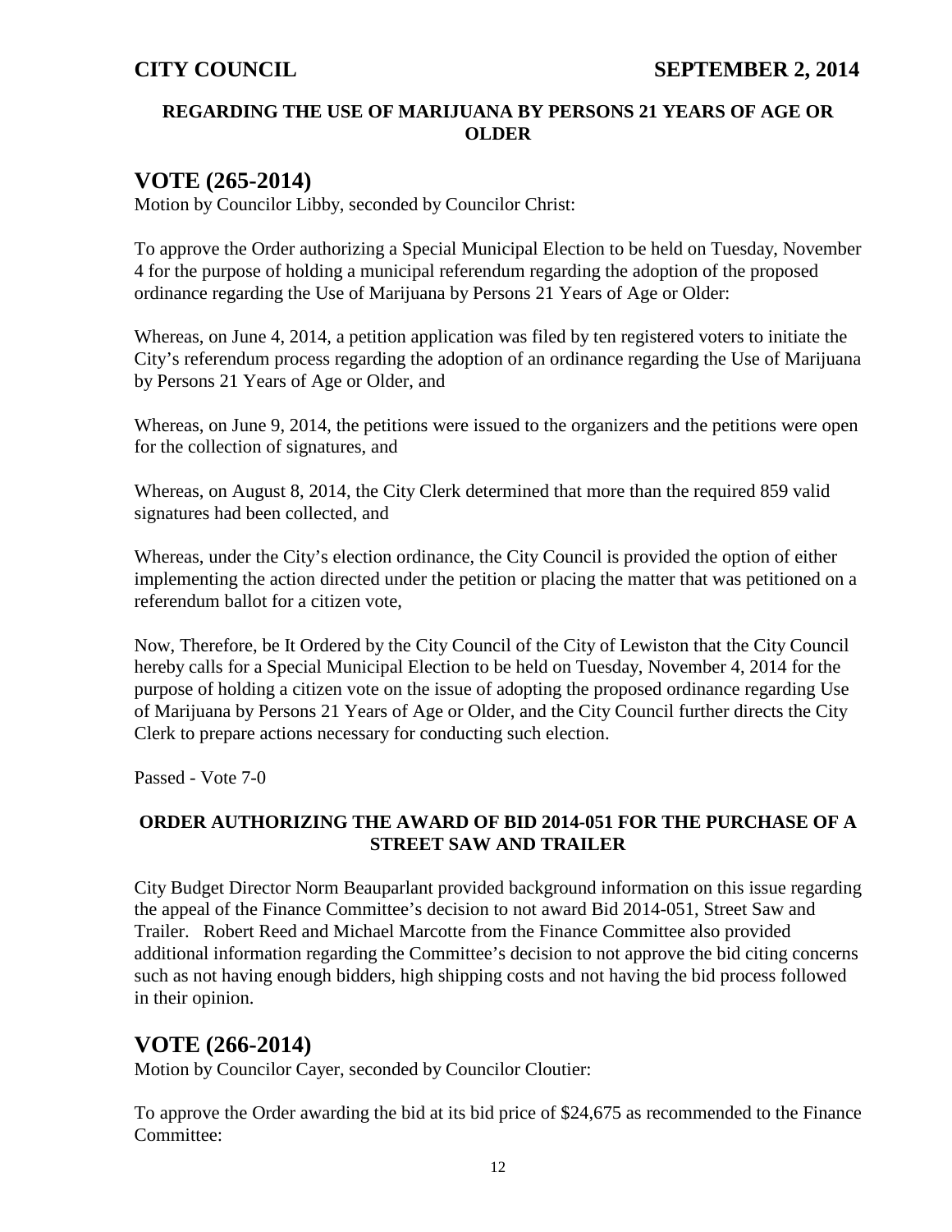### REGARDING THE USE OF MARIJUANA BY PERSONS 21 YEARS OF AGE OR OLDER

## VOTE (265-2014)

Motion by Councilor Libby, seconded by Councilor Christ:

To approve the Order authorizing a Special Municipal Election to be held on Tuesday, November 4 for the purpose of holding a municipal referendum regarding the adoption of the proposed ordinance regarding the Use of Marijuana by Persons 21 Years of Age or Older:

Whereas, on June 4, 2014, a petition application was filed by ten registered voters to initiate the City's referendum process regarding the adoption of an ordinance regarding the Use of Marijuana by Persons 21 Years of Age or Older, and

Whereas, on June 9, 2014, the petitions were issued to the organizers and the petitions were open for the collection of signatures, and

Whereas, on August 8, 2014, the City Clerk determined that more than the required 859 valid signatures had been collected, and

Whereas, under the City's election ordinance, the City Council is provided the option of either implementing the action directed under the petition or placing the matter that was petitioned on a referendum ballot for a citizen vote,

Now, Therefore, be It Ordered by the City Council of the City of Lewiston that the City Council hereby calls for a Special Municipal Election to be held on Tuesday, November 4, 2014 for the purpose of holding a citizen vote on the issue of adopting the proposed ordinance regarding Use of Marijuana by Persons 21 Years of Age or Older, and the City Council further directs the City Clerk to prepare actions necessary for conducting such election.

Passed - Vote 7-0

### ORDER AUTHORIZING THE AWARD OF BID 2014-051 FOR THE PURCHASE OF A STREET SAW AND TRAILER

City Budget Director Norm Beauparlant provided background information on this issue regarding the appeal of the Finance Committee's decision to not award Bid 2014-051, Street Saw and Trailer. Robert Reed and Michael Marcotte from the Finance Committee also provided additional information regarding the Committee's decision to not approve the bid citing concerns such as not having enough bidders, high shipping costs and not having the bid process followed in their opinion.

## VOTE (266-2014)

Motion by Councilor Cayer, seconded by Councilor Cloutier:

To approve the Order awarding the bid at its bid price of $24,675 as recommended to the Finance Committee: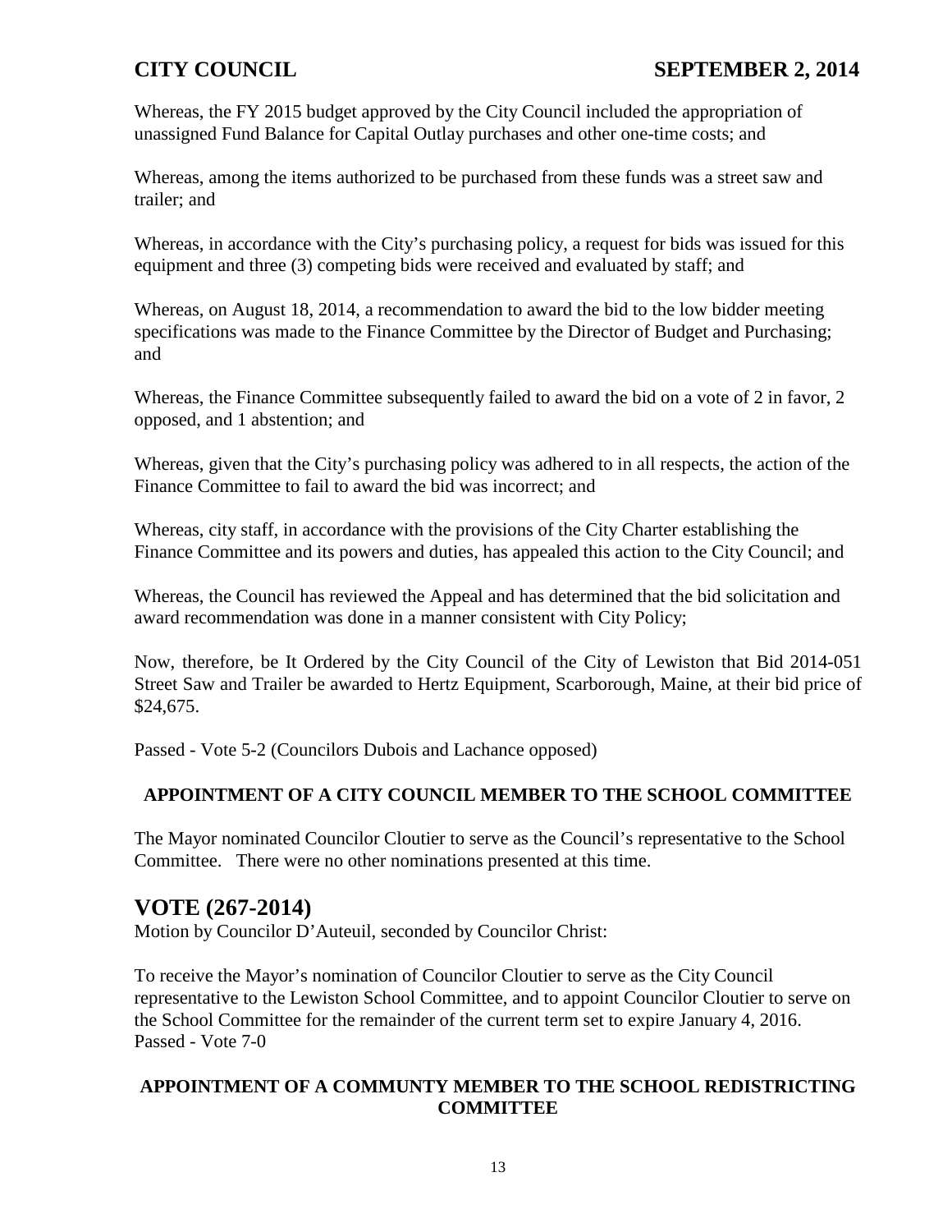Whereas, the FY 2015 budget approved by the City Council included the appropriation of unassigned Fund Balance for Capital Outlay purchases and other one-time costs; and

Whereas, among the items authorized to be purchased from these funds was a street saw and trailer; and

Whereas, in accordance with the City's purchasing policy, a request for bids was issued for this equipment and three (3) competing bids were received and evaluated by staff; and

Whereas, on August 18, 2014, a recommendation to award the bid to the low bidder meeting specifications was made to the Finance Committee by the Director of Budget and Purchasing; and

Whereas, the Finance Committee subsequently failed to award the bid on a vote of 2 in favor, 2 opposed, and 1 abstention; and

Whereas, given that the City's purchasing policy was adhered to in all respects, the action of the Finance Committee to fail to award the bid was incorrect; and

Whereas, city staff, in accordance with the provisions of the City Charter establishing the Finance Committee and its powers and duties, has appealed this action to the City Council; and

Whereas, the Council has reviewed the Appeal and has determined that the bid solicitation and award recommendation was done in a manner consistent with City Policy;

Now, therefore, be It Ordered by the City Council of the City of Lewiston that Bid 2014-051 Street Saw and Trailer be awarded to Hertz Equipment, Scarborough, Maine, at their bid price of $24,675.

Passed - Vote 5-2 (Councilors Dubois and Lachance opposed)

**APPOINTMENT OF A CITY COUNCIL MEMBER TO THE SCHOOL COMMITTEE**

The Mayor nominated Councilor Cloutier to serve as the Council's representative to the School Committee. There were no other nominations presented at this time.

## VOTE (267-2014)

Motion by Councilor D'Auteuil, seconded by Councilor Christ:

To receive the Mayor's nomination of Councilor Cloutier to serve as the City Council representative to the Lewiston School Committee, and to appoint Councilor Cloutier to serve on the School Committee for the remainder of the current term set to expire January 4, 2016.
Passed - Vote 7-0

**APPOINTMENT OF A COMMUNTY MEMBER TO THE SCHOOL REDISTRICTING COMMITTEE**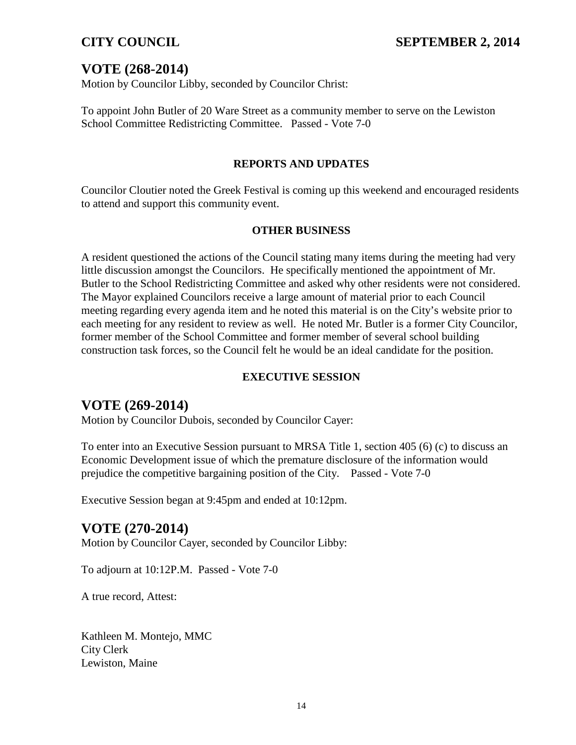## VOTE (268-2014)

Motion by Councilor Libby, seconded by Councilor Christ:

To appoint John Butler of 20 Ware Street as a community member to serve on the Lewiston School Committee Redistricting Committee. Passed - Vote 7-0

### REPORTS AND UPDATES

Councilor Cloutier noted the Greek Festival is coming up this weekend and encouraged residents to attend and support this community event.

### OTHER BUSINESS

A resident questioned the actions of the Council stating many items during the meeting had very little discussion amongst the Councilors. He specifically mentioned the appointment of Mr. Butler to the School Redistricting Committee and asked why other residents were not considered. The Mayor explained Councilors receive a large amount of material prior to each Council meeting regarding every agenda item and he noted this material is on the City's website prior to each meeting for any resident to review as well. He noted Mr. Butler is a former City Councilor, former member of the School Committee and former member of several school building construction task forces, so the Council felt he would be an ideal candidate for the position.

### EXECUTIVE SESSION

## VOTE (269-2014)

Motion by Councilor Dubois, seconded by Councilor Cayer:

To enter into an Executive Session pursuant to MRSA Title 1, section 405 (6) (c) to discuss an Economic Development issue of which the premature disclosure of the information would prejudice the competitive bargaining position of the City. Passed - Vote 7-0

Executive Session began at 9:45pm and ended at 10:12pm.

## VOTE (270-2014)

Motion by Councilor Cayer, seconded by Councilor Libby:

To adjourn at 10:12P.M. Passed - Vote 7-0

A true record, Attest:

Kathleen M. Montejo, MMC
City Clerk
Lewiston, Maine